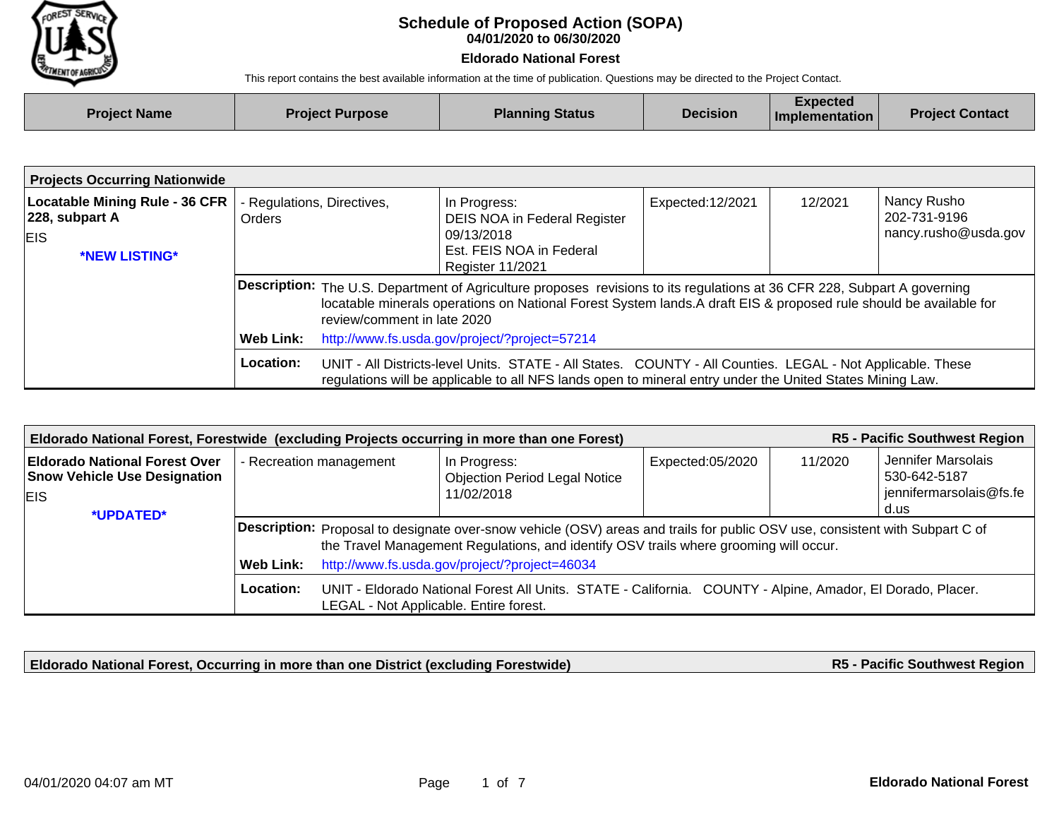# Schedule of Proposed Action (SOPA)

**04/01/2020 to 06/30/2020**

**Eldorado National Forest**

This report contains the best available information at the time of publication. Questions may be directed to the Project Contact.

| Project Name | Project Purpose | Planning Status | Decision | Expected Implementation | Project Contact |
|---|---|---|---|---|---|

## Projects Occurring Nationwide

| Project Name | Project Purpose | Planning Status | Decision | Expected Implementation | Project Contact |
|---|---|---|---|---|---|
| **Locatable Mining Rule - 36 CFR 228, subpart A**<br>EIS<br>***NEW LISTING*** | - Regulations, Directives, Orders | In Progress:<br>DEIS NOA in Federal Register 09/13/2018<br>Est. FEIS NOA in Federal Register 11/2021 | Expected:12/2021 | 12/2021 | Nancy Rusho<br>202-731-9196<br>nancy.rusho@usda.gov |

**Description:** The U.S. Department of Agriculture proposes revisions to its regulations at 36 CFR 228, Subpart A governing locatable minerals operations on National Forest System lands.A draft EIS & proposed rule should be available for review/comment in late 2020

**Web Link:** http://www.fs.usda.gov/project/?project=57214

**Location:** UNIT - All Districts-level Units. STATE - All States. COUNTY - All Counties. LEGAL - Not Applicable. These regulations will be applicable to all NFS lands open to mineral entry under the United States Mining Law.

## Eldorado National Forest, Forestwide (excluding Projects occurring in more than one Forest) — R5 - Pacific Southwest Region

| Project Name | Project Purpose | Planning Status | Decision | Expected Implementation | Project Contact |
|---|---|---|---|---|---|
| **Eldorado National Forest Over Snow Vehicle Use Designation**<br>EIS<br>***UPDATED*** | - Recreation management | In Progress:<br>Objection Period Legal Notice 11/02/2018 | Expected:05/2020 | 11/2020 | Jennifer Marsolais<br>530-642-5187<br>jennifermarsolais@fs.fed.us |

**Description:** Proposal to designate over-snow vehicle (OSV) areas and trails for public OSV use, consistent with Subpart C of the Travel Management Regulations, and identify OSV trails where grooming will occur.

**Web Link:** http://www.fs.usda.gov/project/?project=46034

**Location:** UNIT - Eldorado National Forest All Units. STATE - California. COUNTY - Alpine, Amador, El Dorado, Placer. LEGAL - Not Applicable. Entire forest.

## Eldorado National Forest, Occurring in more than one District (excluding Forestwide) — R5 - Pacific Southwest Region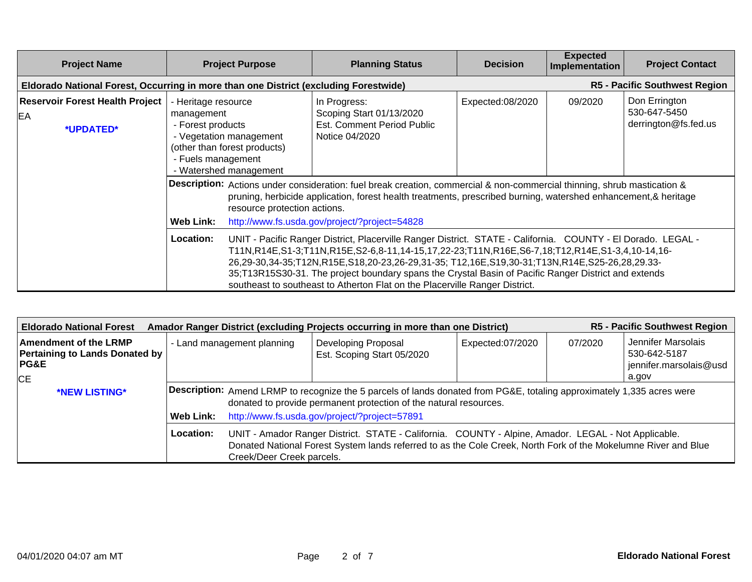| Project Name | Project Purpose | Planning Status | Decision | Expected Implementation | Project Contact |
|---|---|---|---|---|---|
| **Eldorado National Forest, Occurring in more than one District (excluding Forestwide)** | | | | | **R5 - Pacific Southwest Region** |
| **Reservoir Forest Health Project**<br>EA<br>**\*UPDATED\*** | - Heritage resource management<br>- Forest products<br>- Vegetation management (other than forest products)<br>- Fuels management<br>- Watershed management | In Progress:<br>Scoping Start 01/13/2020<br>Est. Comment Period Public Notice 04/2020 | Expected:08/2020 | 09/2020 | Don Errington<br>530-647-5450<br>derrington@fs.fed.us |
| | **Description:** Actions under consideration: fuel break creation, commercial & non-commercial thinning, shrub mastication & pruning, herbicide application, forest health treatments, prescribed burning, watershed enhancement,& heritage resource protection actions.<br>**Web Link:** http://www.fs.usda.gov/project/?project=54828 | | | | |
| | **Location:** UNIT - Pacific Ranger District, Placerville Ranger District. STATE - California. COUNTY - El Dorado. LEGAL - T11N,R14E,S1-3;T11N,R15E,S2-6,8-11,14-15,17,22-23;T11N,R16E,S6-7,18;T12,R14E,S1-3,4,10-14,16-26,29-30,34-35;T12N,R15E,S18,20-23,26-29,31-35; T12,16E,S19,30-31;T13N,R14E,S25-26,28,29.33-35;T13R15S30-31. The project boundary spans the Crystal Basin of Pacific Ranger District and extends southeast to southeast to Atherton Flat on the Placerville Ranger District. | | | | |

| Project Name | Project Purpose | Planning Status | Decision | Expected Implementation | Project Contact |
|---|---|---|---|---|---|
| **Eldorado National Forest Amador Ranger District (excluding Projects occurring in more than one District)** | | | | | **R5 - Pacific Southwest Region** |
| **Amendment of the LRMP Pertaining to Lands Donated by PG&E**<br>CE<br>**\*NEW LISTING\*** | - Land management planning | Developing Proposal<br>Est. Scoping Start 05/2020 | Expected:07/2020 | 07/2020 | Jennifer Marsolais<br>530-642-5187<br>jennifer.marsolais@usda.gov |
| | **Description:** Amend LRMP to recognize the 5 parcels of lands donated from PG&E, totaling approximately 1,335 acres were donated to provide permanent protection of the natural resources.<br>**Web Link:** http://www.fs.usda.gov/project/?project=57891 | | | | |
| | **Location:** UNIT - Amador Ranger District. STATE - California. COUNTY - Alpine, Amador. LEGAL - Not Applicable. Donated National Forest System lands referred to as the Cole Creek, North Fork of the Mokelumne River and Blue Creek/Deer Creek parcels. | | | | |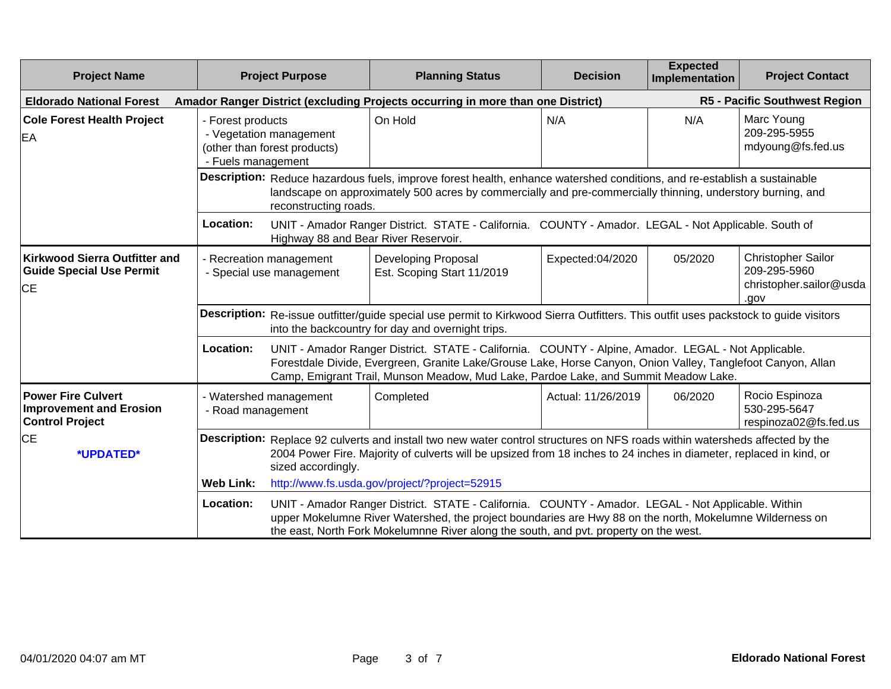| Project Name | Project Purpose | Planning Status | Decision | Expected Implementation | Project Contact |
|---|---|---|---|---|---|
| **Eldorado National Forest** | **Amador Ranger District (excluding Projects occurring in more than one District)** | | | | **R5 - Pacific Southwest Region** |
| **Cole Forest Health Project**<br>EA | - Forest products<br>- Vegetation management (other than forest products)<br>- Fuels management | On Hold | N/A | N/A | Marc Young<br>209-295-5955<br>mdyoung@fs.fed.us |
| | **Description:** Reduce hazardous fuels, improve forest health, enhance watershed conditions, and re-establish a sustainable landscape on approximately 500 acres by commercially and pre-commercially thinning, understory burning, and reconstructing roads. | | | | |
| | **Location:** UNIT - Amador Ranger District. STATE - California. COUNTY - Amador. LEGAL - Not Applicable. South of Highway 88 and Bear River Reservoir. | | | | |
| **Kirkwood Sierra Outfitter and Guide Special Use Permit**<br>CE | - Recreation management<br>- Special use management | Developing Proposal<br>Est. Scoping Start 11/2019 | Expected:04/2020 | 05/2020 | Christopher Sailor<br>209-295-5960<br>christopher.sailor@usda.gov |
| | **Description:** Re-issue outfitter/guide special use permit to Kirkwood Sierra Outfitters. This outfit uses packstock to guide visitors into the backcountry for day and overnight trips. | | | | |
| | **Location:** UNIT - Amador Ranger District. STATE - California. COUNTY - Alpine, Amador. LEGAL - Not Applicable. Forestdale Divide, Evergreen, Granite Lake/Grouse Lake, Horse Canyon, Onion Valley, Tanglefoot Canyon, Allan Camp, Emigrant Trail, Munson Meadow, Mud Lake, Pardoe Lake, and Summit Meadow Lake. | | | | |
| **Power Fire Culvert Improvement and Erosion Control Project**<br>CE<br>***UPDATED*** | - Watershed management<br>- Road management | Completed | Actual: 11/26/2019 | 06/2020 | Rocio Espinoza<br>530-295-5647<br>respinoza02@fs.fed.us |
| | **Description:** Replace 92 culverts and install two new water control structures on NFS roads within watersheds affected by the 2004 Power Fire. Majority of culverts will be upsized from 18 inches to 24 inches in diameter, replaced in kind, or sized accordingly.<br>**Web Link:** http://www.fs.usda.gov/project/?project=52915 | | | | |
| | **Location:** UNIT - Amador Ranger District. STATE - California. COUNTY - Amador. LEGAL - Not Applicable. Within upper Mokelumne River Watershed, the project boundaries are Hwy 88 on the north, Mokelumne Wilderness on the east, North Fork Mokelumnne River along the south, and pvt. property on the west. | | | | |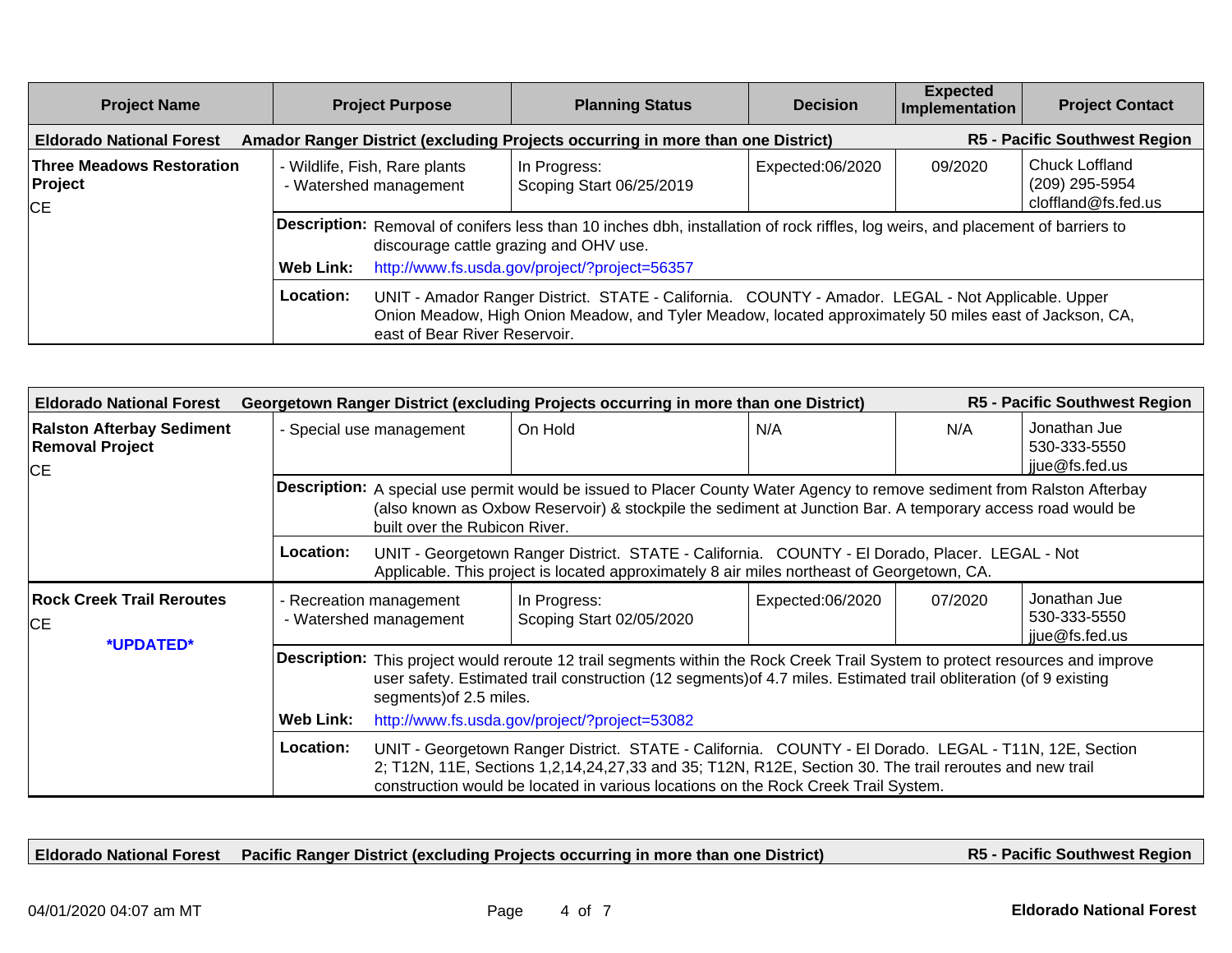| Project Name | Project Purpose | Planning Status | Decision | Expected Implementation | Project Contact |
|---|---|---|---|---|---|

**Eldorado National Forest — Amador Ranger District (excluding Projects occurring in more than one District) — R5 - Pacific Southwest Region**

| Project Name | Project Purpose | Planning Status | Decision | Expected Implementation | Project Contact |
|---|---|---|---|---|---|
| **Three Meadows Restoration Project** CE | - Wildlife, Fish, Rare plants - Watershed management | In Progress: Scoping Start 06/25/2019 | Expected:06/2020 | 09/2020 | Chuck Loffland (209) 295-5954 cloffland@fs.fed.us |

**Description:** Removal of conifers less than 10 inches dbh, installation of rock riffles, log weirs, and placement of barriers to discourage cattle grazing and OHV use.

**Web Link:** http://www.fs.usda.gov/project/?project=56357

**Location:** UNIT - Amador Ranger District. STATE - California. COUNTY - Amador. LEGAL - Not Applicable. Upper Onion Meadow, High Onion Meadow, and Tyler Meadow, located approximately 50 miles east of Jackson, CA, east of Bear River Reservoir.

**Eldorado National Forest — Georgetown Ranger District (excluding Projects occurring in more than one District) — R5 - Pacific Southwest Region**

| Project Name | Project Purpose | Planning Status | Decision | Expected Implementation | Project Contact |
|---|---|---|---|---|---|
| **Ralston Afterbay Sediment Removal Project** CE | - Special use management | On Hold | N/A | N/A | Jonathan Jue 530-333-5550 jjue@fs.fed.us |

**Description:** A special use permit would be issued to Placer County Water Agency to remove sediment from Ralston Afterbay (also known as Oxbow Reservoir) & stockpile the sediment at Junction Bar. A temporary access road would be built over the Rubicon River.

**Location:** UNIT - Georgetown Ranger District. STATE - California. COUNTY - El Dorado, Placer. LEGAL - Not Applicable. This project is located approximately 8 air miles northeast of Georgetown, CA.

| Project Name | Project Purpose | Planning Status | Decision | Expected Implementation | Project Contact |
|---|---|---|---|---|---|
| **Rock Creek Trail Reroutes** CE *UPDATED* | - Recreation management - Watershed management | In Progress: Scoping Start 02/05/2020 | Expected:06/2020 | 07/2020 | Jonathan Jue 530-333-5550 jjue@fs.fed.us |

**Description:** This project would reroute 12 trail segments within the Rock Creek Trail System to protect resources and improve user safety. Estimated trail construction (12 segments)of 4.7 miles. Estimated trail obliteration (of 9 existing segments)of 2.5 miles.

**Web Link:** http://www.fs.usda.gov/project/?project=53082

**Location:** UNIT - Georgetown Ranger District. STATE - California. COUNTY - El Dorado. LEGAL - T11N, 12E, Section 2; T12N, 11E, Sections 1,2,14,24,27,33 and 35; T12N, R12E, Section 30. The trail reroutes and new trail construction would be located in various locations on the Rock Creek Trail System.

**Eldorado National Forest — Pacific Ranger District (excluding Projects occurring in more than one District) — R5 - Pacific Southwest Region**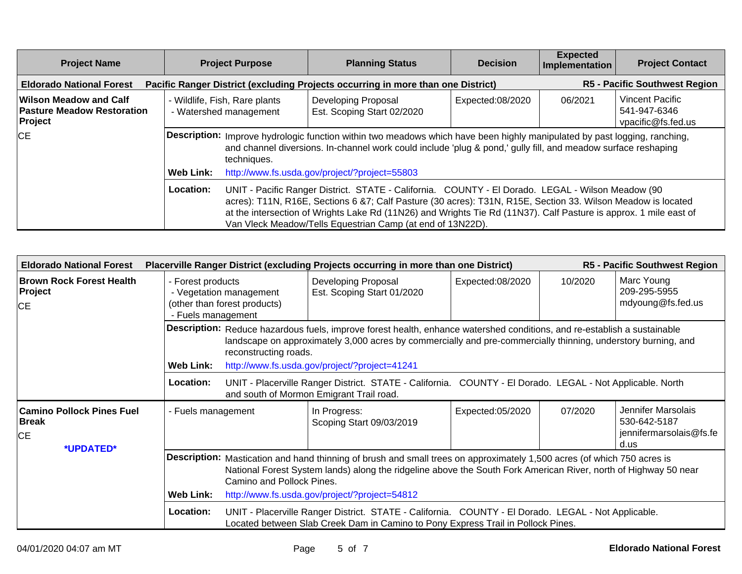| Project Name | Project Purpose | Planning Status | Decision | Expected Implementation | Project Contact |
|---|---|---|---|---|---|
| **Eldorado National Forest** | **Pacific Ranger District (excluding Projects occurring in more than one District)** | | | | **R5 - Pacific Southwest Region** |
| **Wilson Meadow and Calf Pasture Meadow Restoration Project**<br>CE | - Wildlife, Fish, Rare plants<br>- Watershed management | Developing Proposal<br>Est. Scoping Start 02/2020 | Expected:08/2020 | 06/2021 | Vincent Pacific<br>541-947-6346<br>vpacific@fs.fed.us |
| | **Description:** Improve hydrologic function within two meadows which have been highly manipulated by past logging, ranching, and channel diversions. In-channel work could include 'plug & pond,' gully fill, and meadow surface reshaping techniques.<br>**Web Link:** http://www.fs.usda.gov/project/?project=55803 | | | | |
| | **Location:** UNIT - Pacific Ranger District. STATE - California. COUNTY - El Dorado. LEGAL - Wilson Meadow (90 acres): T11N, R16E, Sections 6 &7; Calf Pasture (30 acres): T31N, R15E, Section 33. Wilson Meadow is located at the intersection of Wrights Lake Rd (11N26) and Wrights Tie Rd (11N37). Calf Pasture is approx. 1 mile east of Van Vleck Meadow/Tells Equestrian Camp (at end of 13N22D). | | | | |

| Project Name | Project Purpose | Planning Status | Decision | Expected Implementation | Project Contact |
|---|---|---|---|---|---|
| **Eldorado National Forest** | **Placerville Ranger District (excluding Projects occurring in more than one District)** | | | | **R5 - Pacific Southwest Region** |
| **Brown Rock Forest Health Project**<br>CE | - Forest products<br>- Vegetation management (other than forest products)<br>- Fuels management | Developing Proposal<br>Est. Scoping Start 01/2020 | Expected:08/2020 | 10/2020 | Marc Young<br>209-295-5955<br>mdyoung@fs.fed.us |
| | **Description:** Reduce hazardous fuels, improve forest health, enhance watershed conditions, and re-establish a sustainable landscape on approximately 3,000 acres by commercially and pre-commercially thinning, understory burning, and reconstructing roads.<br>**Web Link:** http://www.fs.usda.gov/project/?project=41241 | | | | |
| | **Location:** UNIT - Placerville Ranger District. STATE - California. COUNTY - El Dorado. LEGAL - Not Applicable. North and south of Mormon Emigrant Trail road. | | | | |
| **Camino Pollock Pines Fuel Break**<br>CE<br>***UPDATED*** | - Fuels management | In Progress:<br>Scoping Start 09/03/2019 | Expected:05/2020 | 07/2020 | Jennifer Marsolais<br>530-642-5187<br>jennifermarsolais@fs.fed.us |
| | **Description:** Mastication and hand thinning of brush and small trees on approximately 1,500 acres (of which 750 acres is National Forest System lands) along the ridgeline above the South Fork American River, north of Highway 50 near Camino and Pollock Pines.<br>**Web Link:** http://www.fs.usda.gov/project/?project=54812 | | | | |
| | **Location:** UNIT - Placerville Ranger District. STATE - California. COUNTY - El Dorado. LEGAL - Not Applicable. Located between Slab Creek Dam in Camino to Pony Express Trail in Pollock Pines. | | | | |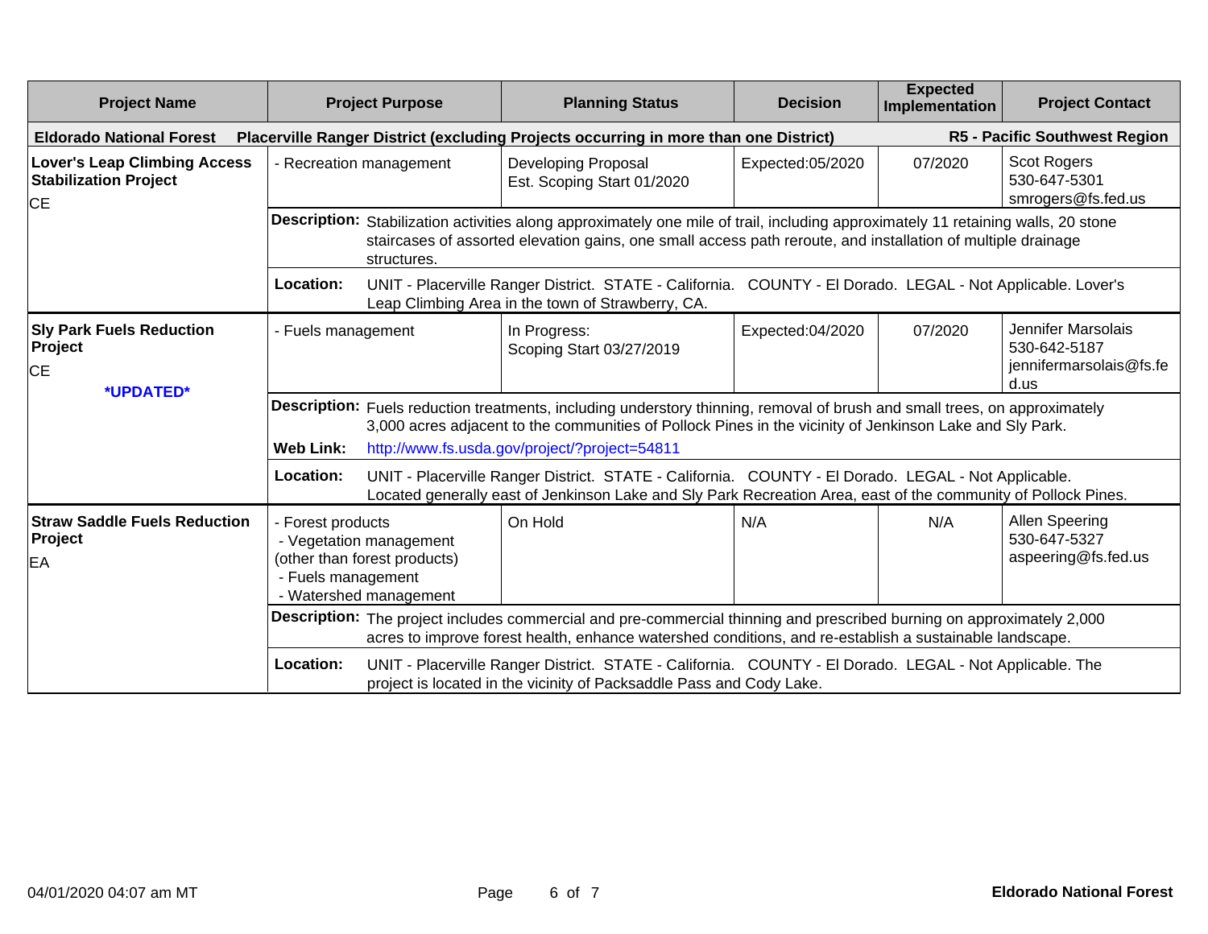| Project Name | Project Purpose | Planning Status | Decision | Expected Implementation | Project Contact |
|---|---|---|---|---|---|
| **Eldorado National Forest** | **Placerville Ranger District (excluding Projects occurring in more than one District)** | | | | **R5 - Pacific Southwest Region** |
| **Lover's Leap Climbing Access Stabilization Project**<br>CE | - Recreation management | Developing Proposal<br>Est. Scoping Start 01/2020 | Expected:05/2020 | 07/2020 | Scot Rogers<br>530-647-5301<br>smrogers@fs.fed.us |
| | **Description:** Stabilization activities along approximately one mile of trail, including approximately 11 retaining walls, 20 stone staircases of assorted elevation gains, one small access path reroute, and installation of multiple drainage structures. | | | | |
| | **Location:** UNIT - Placerville Ranger District. STATE - California. COUNTY - El Dorado. LEGAL - Not Applicable. Lover's Leap Climbing Area in the town of Strawberry, CA. | | | | |
| **Sly Park Fuels Reduction Project**<br>CE<br>***UPDATED*** | - Fuels management | In Progress:<br>Scoping Start 03/27/2019 | Expected:04/2020 | 07/2020 | Jennifer Marsolais<br>530-642-5187<br>jennifermarsolais@fs.fed.us |
| | **Description:** Fuels reduction treatments, including understory thinning, removal of brush and small trees, on approximately 3,000 acres adjacent to the communities of Pollock Pines in the vicinity of Jenkinson Lake and Sly Park.<br>**Web Link:** http://www.fs.usda.gov/project/?project=54811 | | | | |
| | **Location:** UNIT - Placerville Ranger District. STATE - California. COUNTY - El Dorado. LEGAL - Not Applicable. Located generally east of Jenkinson Lake and Sly Park Recreation Area, east of the community of Pollock Pines. | | | | |
| **Straw Saddle Fuels Reduction Project**<br>EA | - Forest products<br>- Vegetation management (other than forest products)<br>- Fuels management<br>- Watershed management | On Hold | N/A | N/A | Allen Speering<br>530-647-5327<br>aspeering@fs.fed.us |
| | **Description:** The project includes commercial and pre-commercial thinning and prescribed burning on approximately 2,000 acres to improve forest health, enhance watershed conditions, and re-establish a sustainable landscape. | | | | |
| | **Location:** UNIT - Placerville Ranger District. STATE - California. COUNTY - El Dorado. LEGAL - Not Applicable. The project is located in the vicinity of Packsaddle Pass and Cody Lake. | | | | |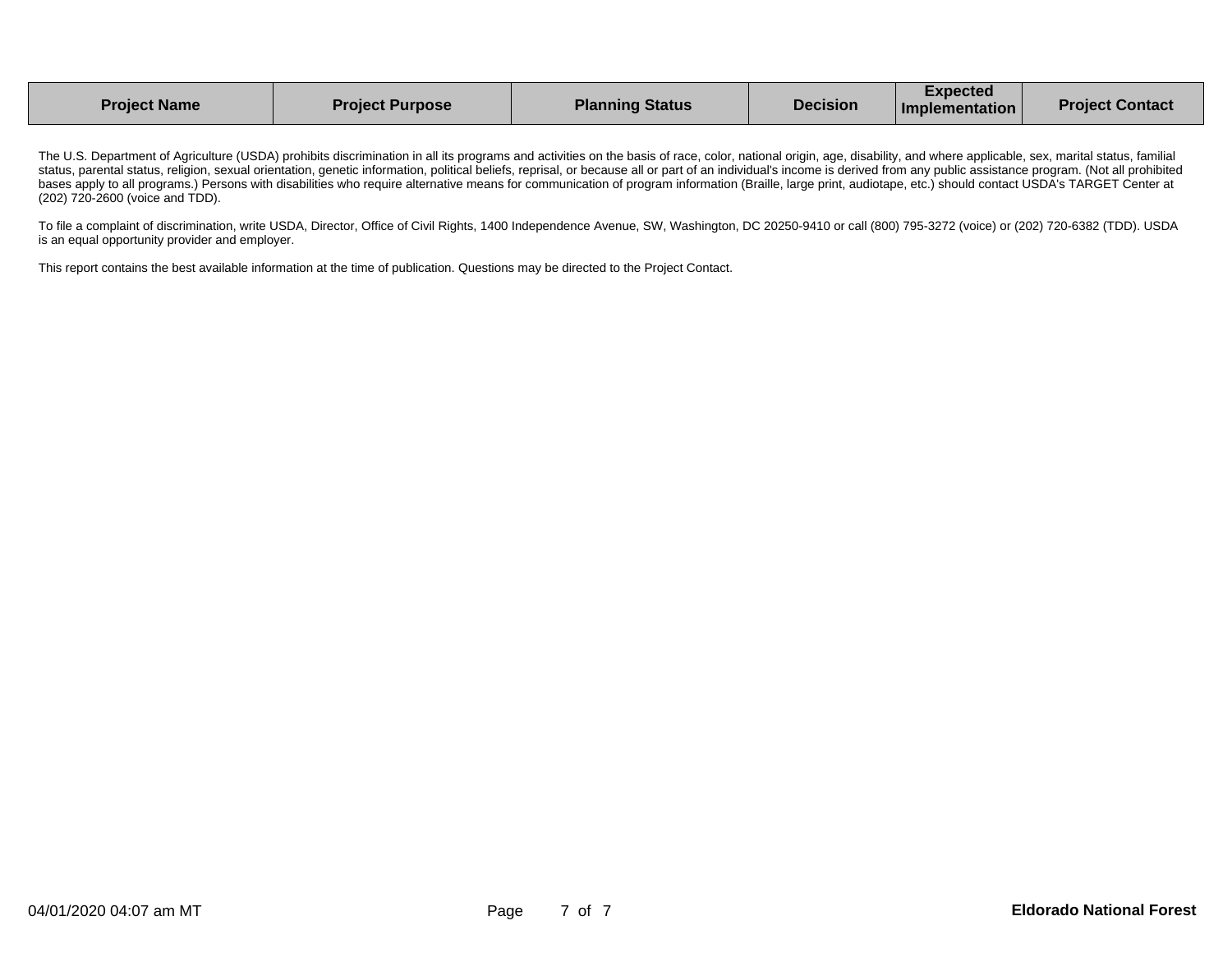| Project Name | Project Purpose | Planning Status | Decision | Expected Implementation | Project Contact |
|---|---|---|---|---|---|

The U.S. Department of Agriculture (USDA) prohibits discrimination in all its programs and activities on the basis of race, color, national origin, age, disability, and where applicable, sex, marital status, familial status, parental status, religion, sexual orientation, genetic information, political beliefs, reprisal, or because all or part of an individual's income is derived from any public assistance program. (Not all prohibited bases apply to all programs.) Persons with disabilities who require alternative means for communication of program information (Braille, large print, audiotape, etc.) should contact USDA's TARGET Center at (202) 720-2600 (voice and TDD).

To file a complaint of discrimination, write USDA, Director, Office of Civil Rights, 1400 Independence Avenue, SW, Washington, DC 20250-9410 or call (800) 795-3272 (voice) or (202) 720-6382 (TDD). USDA is an equal opportunity provider and employer.

This report contains the best available information at the time of publication. Questions may be directed to the Project Contact.